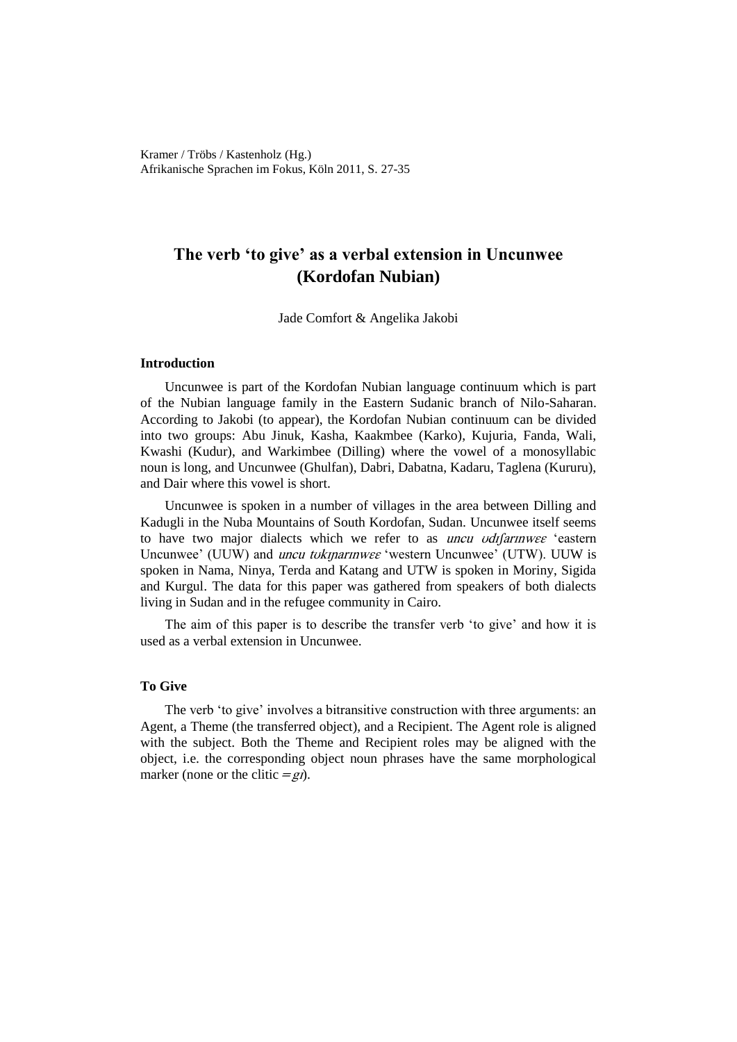Kramer / Tröbs / Kastenholz (Hg.)
Afrikanische Sprachen im Fokus, Köln 2011, S. 27-35

# The verb 'to give' as a verbal extension in Uncunwee (Kordofan Nubian)

Jade Comfort & Angelika Jakobi

### Introduction

Uncunwee is part of the Kordofan Nubian language continuum which is part of the Nubian language family in the Eastern Sudanic branch of Nilo-Saharan. According to Jakobi (to appear), the Kordofan Nubian continuum can be divided into two groups: Abu Jinuk, Kasha, Kaakmbee (Karko), Kujuria, Fanda, Wali, Kwashi (Kudur), and Warkimbee (Dilling) where the vowel of a monosyllabic noun is long, and Uncunwee (Ghulfan), Dabri, Dabatna, Kadaru, Taglena (Kururu), and Dair where this vowel is short.

Uncunwee is spoken in a number of villages in the area between Dilling and Kadugli in the Nuba Mountains of South Kordofan, Sudan. Uncunwee itself seems to have two major dialects which we refer to as *uncu ʊdɪʃarɪnwɛɛ* 'eastern Uncunwee' (UUW) and *uncu tʊkɲarɪnwɛɛ* 'western Uncunwee' (UTW). UUW is spoken in Nama, Ninya, Terda and Katang and UTW is spoken in Moriny, Sigida and Kurgul. The data for this paper was gathered from speakers of both dialects living in Sudan and in the refugee community in Cairo.

The aim of this paper is to describe the transfer verb 'to give' and how it is used as a verbal extension in Uncunwee.

### To Give

The verb 'to give' involves a bitransitive construction with three arguments: an Agent, a Theme (the transferred object), and a Recipient. The Agent role is aligned with the subject. Both the Theme and Recipient roles may be aligned with the object, i.e. the corresponding object noun phrases have the same morphological marker (none or the clitic *=gɪ*).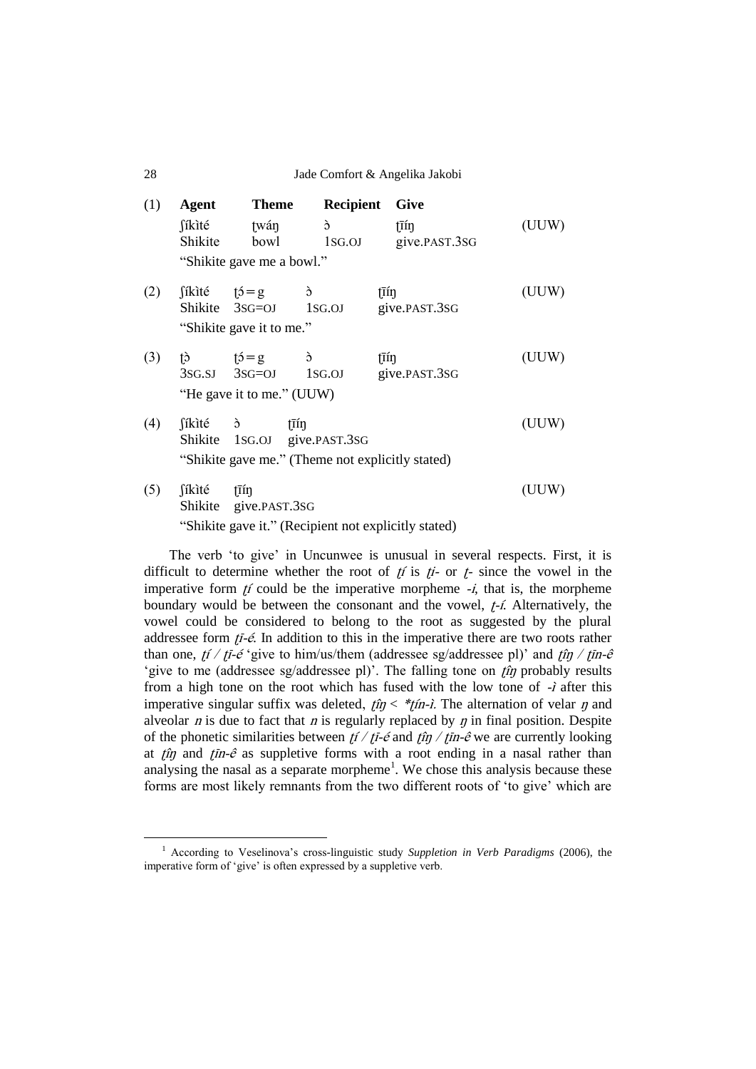(1) **Agent** **Theme** **Recipient** **Give**

| | | | | |
|---|---|---|---|---|
| ʃíkìté | ʈwáŋ | ɔ̀ | ʈī́íŋ | (UUW) |
| Shikite | bowl | 1SG.OJ | give.PAST.3SG | |

"Shikite gave me a bowl."

(2)

| | | | | |
|---|---|---|---|---|
| ʃíkìté | ʈɔ́ = g | ɔ̀ | ʈī́íŋ | (UUW) |
| Shikite | 3SG=OJ | 1SG.OJ | give.PAST.3SG | |

"Shikite gave it to me."

(3)

| | | | | |
|---|---|---|---|---|
| ʈɔ̀ | ʈɔ́ = g | ɔ̀ | ʈī́íŋ | (UUW) |
| 3SG.SJ | 3SG=OJ | 1SG.OJ | give.PAST.3SG | |

"He gave it to me." (UUW)

(4)

| | | | |
|---|---|---|---|
| ʃíkìté | ɔ̀ | ʈī́íŋ | (UUW) |
| Shikite | 1SG.OJ | give.PAST.3SG | |

"Shikite gave me." (Theme not explicitly stated)

(5)

| | | |
|---|---|---|
| ʃíkìté | ʈī́íŋ | (UUW) |
| Shikite | give.PAST.3SG | |

"Shikite gave it." (Recipient not explicitly stated)

The verb 'to give' in Uncunwee is unusual in several respects. First, it is difficult to determine whether the root of *ʈí* is *ʈi-* or *ʈ-* since the vowel in the imperative form *ʈí* could be the imperative morpheme *-i*, that is, the morpheme boundary would be between the consonant and the vowel, *ʈ-í*. Alternatively, the vowel could be considered to belong to the root as suggested by the plural addressee form *ʈī-é*. In addition to this in the imperative there are two roots rather than one, *ʈí / ʈī-é* 'give to him/us/them (addressee sg/addressee pl)' and *ʈîŋ / ʈīn-ê* 'give to me (addressee sg/addressee pl)'. The falling tone on *ʈîŋ* probably results from a high tone on the root which has fused with the low tone of *-ì* after this imperative singular suffix was deleted, *ʈîŋ* < *\*ʈín-ì*. The alternation of velar *ŋ* and alveolar *n* is due to fact that *n* is regularly replaced by *ŋ* in final position. Despite of the phonetic similarities between *ʈí / ʈī-é* and *ʈîŋ / ʈīn-ê* we are currently looking at *ʈîŋ* and *ʈīn-ê* as suppletive forms with a root ending in a nasal rather than analysing the nasal as a separate morpheme[1]. We chose this analysis because these forms are most likely remnants from the two different roots of 'to give' which are

[1] According to Veselinova's cross-linguistic study *Suppletion in Verb Paradigms* (2006), the imperative form of 'give' is often expressed by a suppletive verb.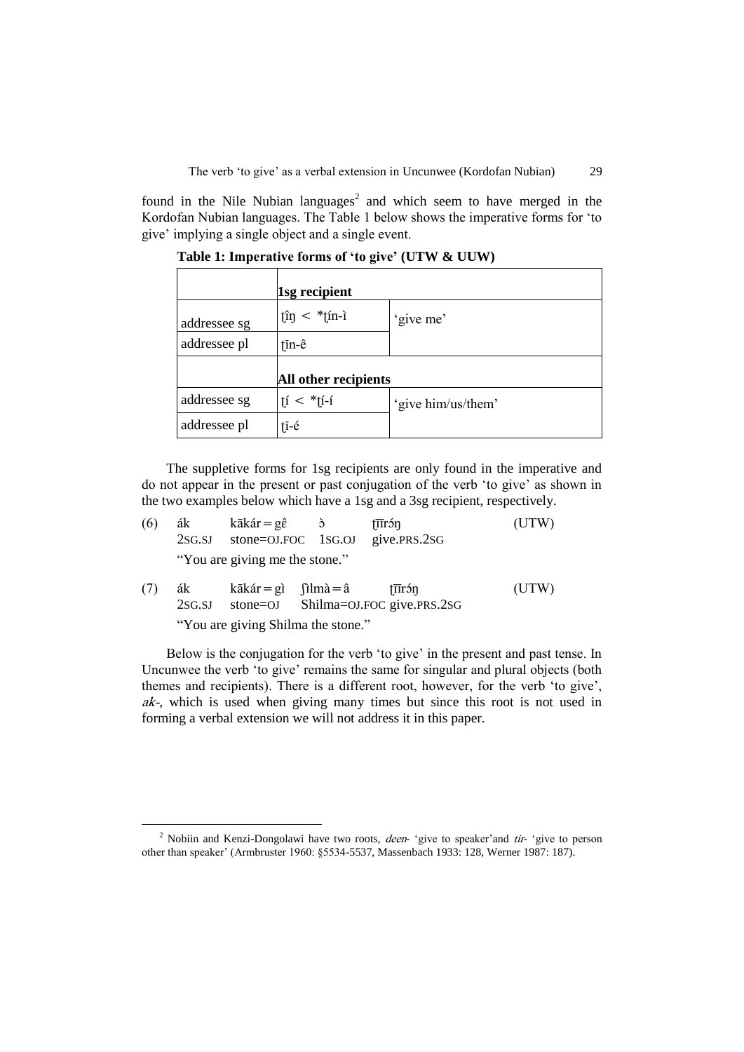found in the Nile Nubian languages[2] and which seem to have merged in the Kordofan Nubian languages. The Table 1 below shows the imperative forms for 'to give' implying a single object and a single event.

**Table 1: Imperative forms of 'to give' (UTW & UUW)**

| | **1sg recipient** | |
|---|---|---|
| addressee sg | ʈîŋ < *ʈín-ì | 'give me' |
| addressee pl | ʈīn-ê | |
| | **All other recipients** | |
| addressee sg | ʈí < *ʈí-í | 'give him/us/them' |
| addressee pl | ʈī-é | |

The suppletive forms for 1sg recipients are only found in the imperative and do not appear in the present or past conjugation of the verb 'to give' as shown in the two examples below which have a 1sg and a 3sg recipient, respectively.

(6) ák kākár＝gɛ̂ ɔ̀ ʈīīrɔ́ŋ (UTW)
2SG.SJ stone=OJ.FOC 1SG.OJ give.PRS.2SG
"You are giving me the stone."

(7) ák kākár＝gì ʃìlmà＝â ʈīīrɔ́ŋ (UTW)
2SG.SJ stone=OJ Shilma=OJ.FOC give.PRS.2SG
"You are giving Shilma the stone."

Below is the conjugation for the verb 'to give' in the present and past tense. In Uncunwee the verb 'to give' remains the same for singular and plural objects (both themes and recipients). There is a different root, however, for the verb 'to give', *ak-*, which is used when giving many times but since this root is not used in forming a verbal extension we will not address it in this paper.

[2] Nobiin and Kenzi-Dongolawi have two roots, *deen-* 'give to speaker' and *tir-* 'give to person other than speaker' (Armbruster 1960: §5534-5537, Massenbach 1933: 128, Werner 1987: 187).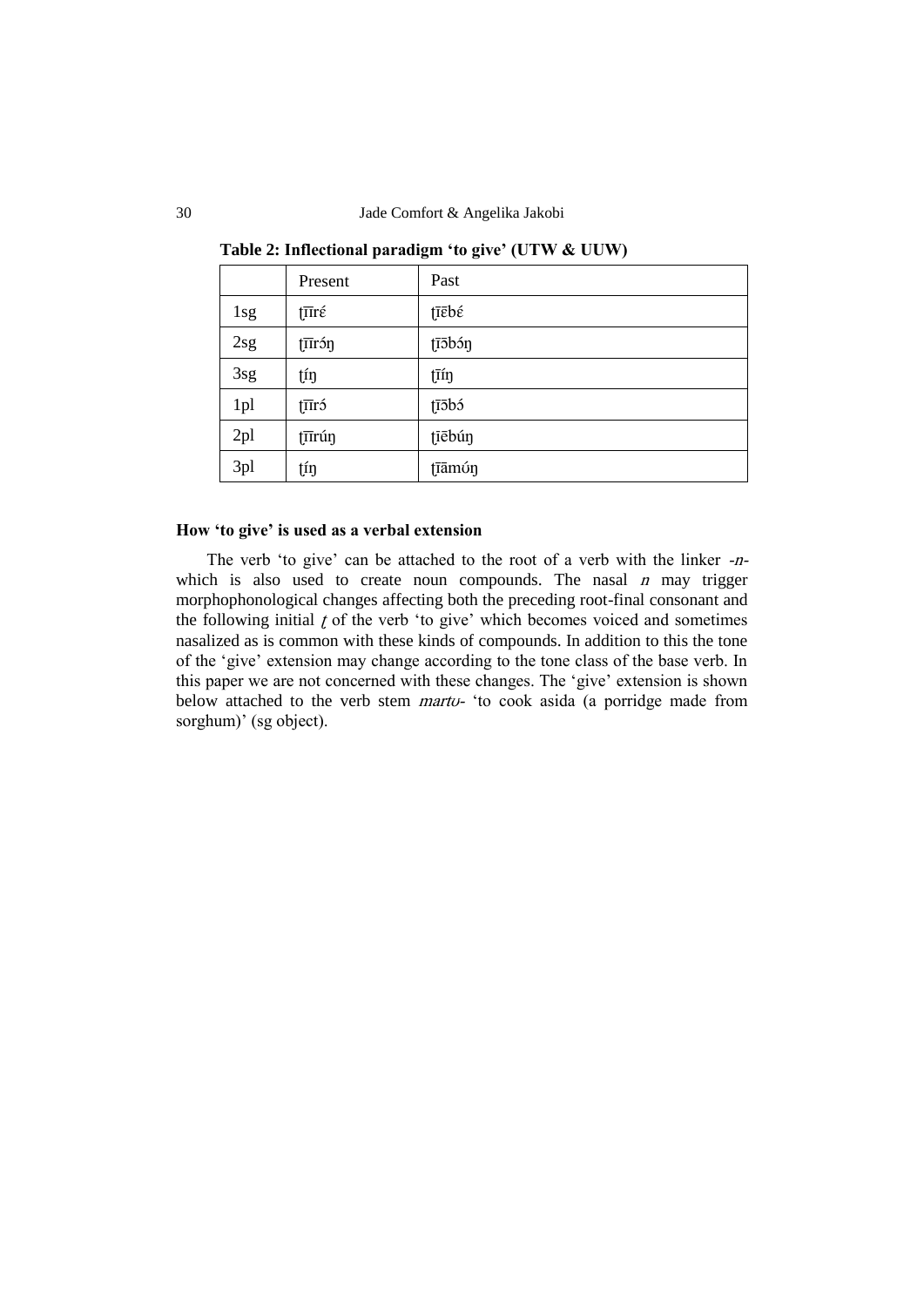**Table 2: Inflectional paradigm 'to give' (UTW & UUW)**

| | Present | Past |
|---|---|---|
| 1sg | ʈ̪īīrɛ́ | ʈ̪īēbɛ́ |
| 2sg | ʈ̪īīrɔ́ŋ | ʈ̪īɔ̄bɔ́ŋ |
| 3sg | ʈ̪íŋ | ʈ̪īíŋ |
| 1pl | ʈ̪īīrɔ́ | ʈ̪īɔ̄bɔ́ |
| 2pl | ʈ̪īīrúŋ | ʈ̪īēbúŋ |
| 3pl | ʈ̪íŋ | ʈ̪īāmʊ́ŋ |

**How 'to give' is used as a verbal extension**

The verb 'to give' can be attached to the root of a verb with the linker *-n-* which is also used to create noun compounds. The nasal *n* may trigger morphophonological changes affecting both the preceding root-final consonant and the following initial *ʈ̪* of the verb 'to give' which becomes voiced and sometimes nasalized as is common with these kinds of compounds. In addition to this the tone of the 'give' extension may change according to the tone class of the base verb. In this paper we are not concerned with these changes. The 'give' extension is shown below attached to the verb stem *martʊ-* 'to cook asida (a porridge made from sorghum)' (sg object).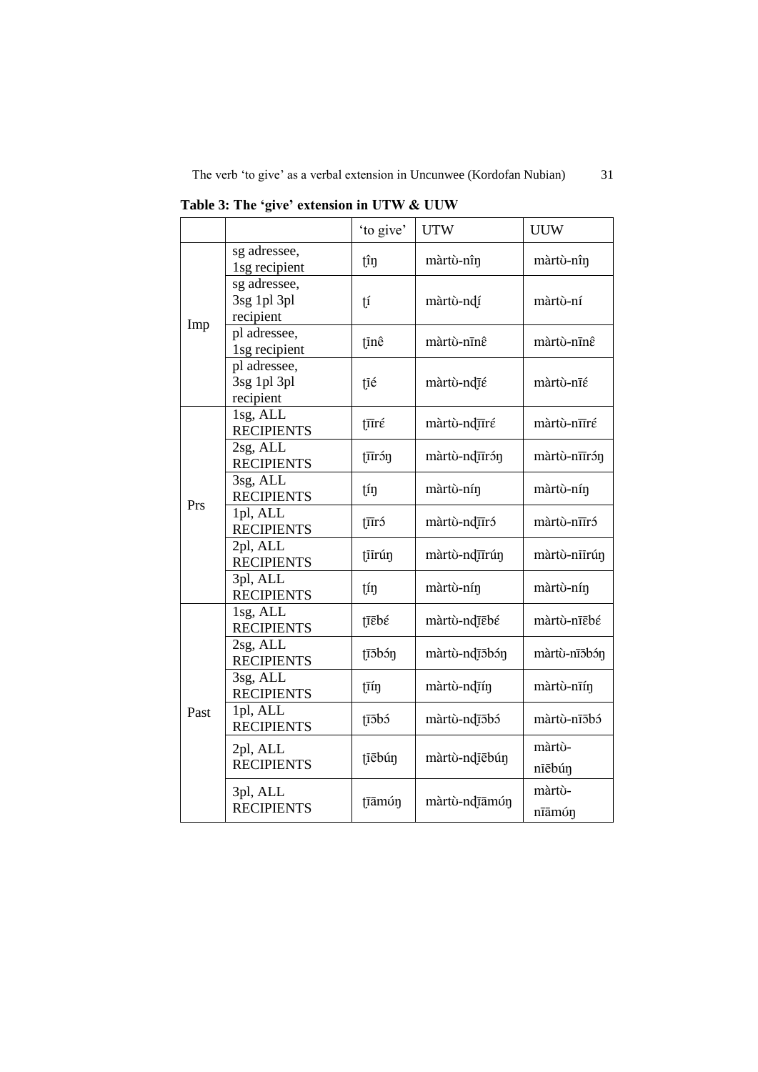**Table 3: The 'give' extension in UTW & UUW**

| | | 'to give' | UTW | UUW |
|---|---|---|---|---|
| Imp | sg adressee, 1sg recipient | t̪în | màrtʊ̀-nîŋ | màrtʊ̀-nîŋ |
| | sg adressee, 3sg 1pl 3pl recipient | t̪í | màrtʊ̀-nd̪í | màrtʊ̀-ní |
| | pl adressee, 1sg recipient | t̪īnɛ̂ | màrtʊ̀-nīnɛ̂ | màrtʊ̀-nīnɛ̂ |
| | pl adressee, 3sg 1pl 3pl recipient | t̪īɛ́ | màrtʊ̀-nd̪īɛ́ | màrtʊ̀-nīɛ́ |
| Prs | 1sg, ALL RECIPIENTS | t̪īīrɛ́ | màrtʊ̀-nd̪īīrɛ́ | màrtʊ̀-nīīrɛ́ |
| | 2sg, ALL RECIPIENTS | t̪īīrɔ́ŋ | màrtʊ̀-nd̪īīrɔ́ŋ | màrtʊ̀-nīīrɔ́ŋ |
| | 3sg, ALL RECIPIENTS | t̪íŋ | màrtʊ̀-níŋ | màrtʊ̀-níŋ |
| | 1pl, ALL RECIPIENTS | t̪īīrɔ́ | màrtʊ̀-nd̪īīrɔ́ | màrtʊ̀-nīīrɔ́ |
| | 2pl, ALL RECIPIENTS | t̪īirúŋ | màrtʊ̀-nd̪īīrúŋ | màrtʊ̀-nīirúŋ |
| | 3pl, ALL RECIPIENTS | t̪íŋ | màrtʊ̀-níŋ | màrtʊ̀-níŋ |
| Past | 1sg, ALL RECIPIENTS | t̪īēbɛ́ | màrtʊ̀-nd̪īēbɛ́ | màrtʊ̀-nīēbɛ́ |
| | 2sg, ALL RECIPIENTS | t̪īɔ̄bɔ́ŋ | màrtʊ̀-nd̪īɔ̄bɔ́ŋ | màrtʊ̀-nīɔ̄bɔ́ŋ |
| | 3sg, ALL RECIPIENTS | t̪īíŋ | màrtʊ̀-nd̪īíŋ | màrtʊ̀-nīíŋ |
| | 1pl, ALL RECIPIENTS | t̪īɔ̄bɔ́ | màrtʊ̀-nd̪īɔ̄bɔ́ | màrtʊ̀-nīɔ̄bɔ́ |
| | 2pl, ALL RECIPIENTS | t̪īēbúŋ | màrtʊ̀-nd̪īēbúŋ | màrtʊ̀-nīēbúŋ |
| | 3pl, ALL RECIPIENTS | t̪īāmʊ́ŋ | màrtʊ̀-nd̪īāmʊ́ŋ | màrtʊ̀-nīāmʊ́ŋ |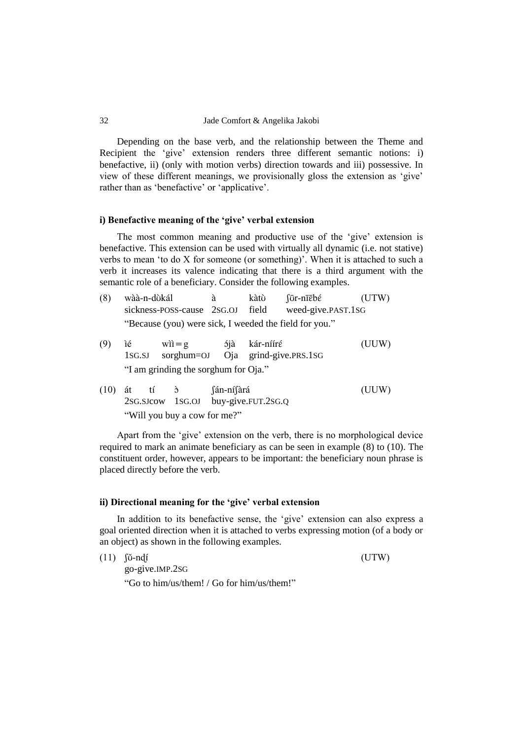Depending on the base verb, and the relationship between the Theme and Recipient the 'give' extension renders three different semantic notions: i) benefactive, ii) (only with motion verbs) direction towards and iii) possessive. In view of these different meanings, we provisionally gloss the extension as 'give' rather than as 'benefactive' or 'applicative'.

#### i) Benefactive meaning of the 'give' verbal extension

The most common meaning and productive use of the 'give' extension is benefactive. This extension can be used with virtually all dynamic (i.e. not stative) verbs to mean 'to do X for someone (or something)'. When it is attached to such a verb it increases its valence indicating that there is a third argument with the semantic role of a beneficiary. Consider the following examples.

(8) wàà-n-dʊ̀kál à kàtʊ̀ ʃōr-nīēbɛ́ (UTW)
sickness-POSS-cause 2SG.OJ field weed-give.PAST.1SG
"Because (you) were sick, I weeded the field for you."

(9) ìé wìì = g ɔ́jà kár-nííré (UUW)
1SG.SJ sorghum=OJ Oja grind-give.PRS.1SG
"I am grinding the sorghum for Oja."

(10) át tí ɔ̀ ʃán-níʃàrá (UUW)
2SG.SJ cow 1SG.OJ buy-give.FUT.2SG.Q
"Will you buy a cow for me?"

Apart from the 'give' extension on the verb, there is no morphological device required to mark an animate beneficiary as can be seen in example (8) to (10). The constituent order, however, appears to be important: the beneficiary noun phrase is placed directly before the verb.

#### ii) Directional meaning for the 'give' verbal extension

In addition to its benefactive sense, the 'give' extension can also express a goal oriented direction when it is attached to verbs expressing motion (of a body or an object) as shown in the following examples.

(11) ʃʊ̆-nd̪ɨ́ (UTW)
go-give.IMP.2SG
"Go to him/us/them! / Go for him/us/them!"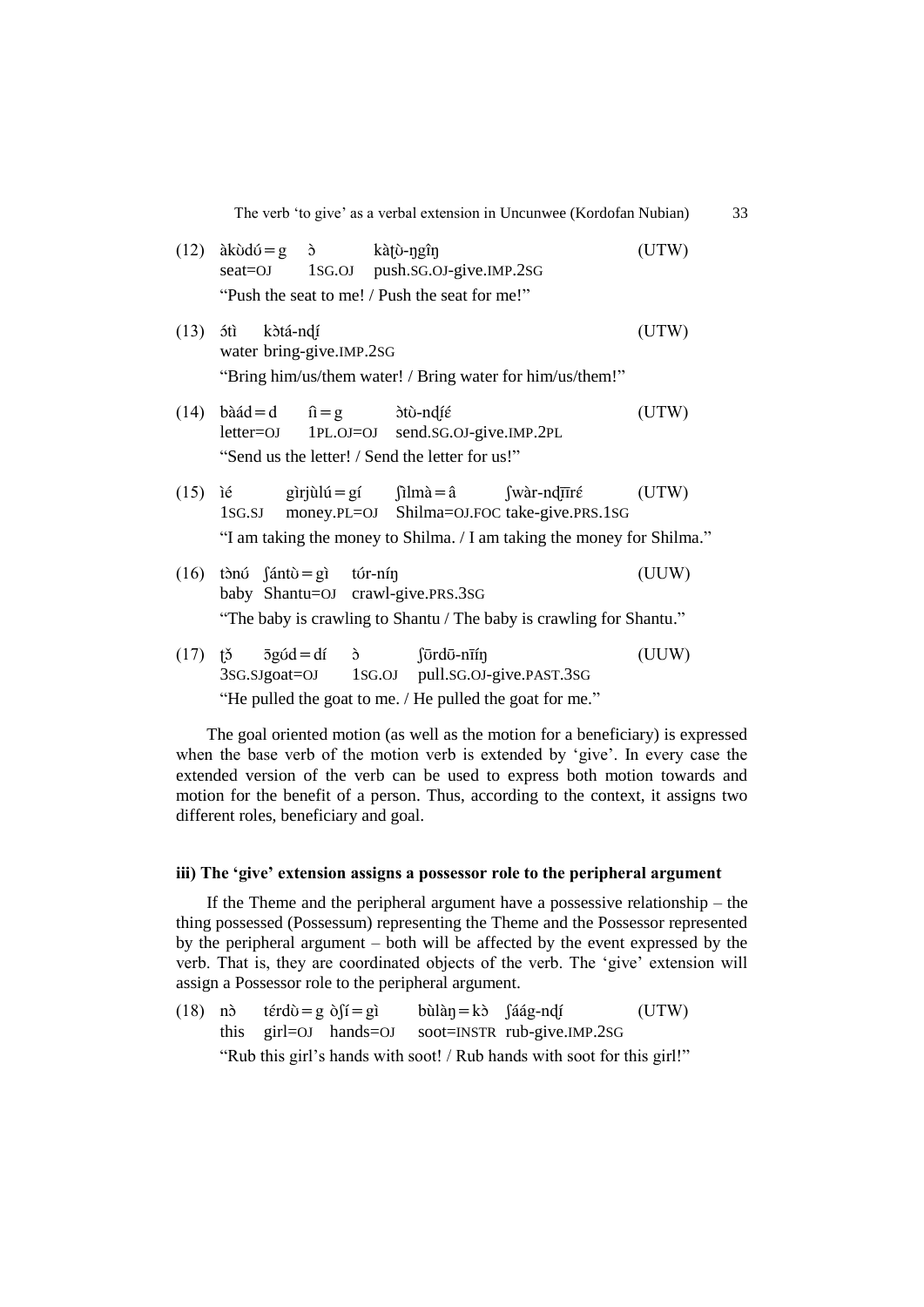(12) àkʊ̀dʊ́ = g ɔ̀ kàʈʊ̀-ŋgîŋ (UTW)
seat=OJ 1SG.OJ push.SG.OJ-give.IMP.2SG
"Push the seat to me! / Push the seat for me!"

(13) ɔ́tì kɔ̀tá-nɖí (UTW)
water bring-give.IMP.2SG
"Bring him/us/them water! / Bring water for him/us/them!"

(14) bàád = d ī̂ = g ɔ̀tʊ̀-nɖíɛ́ (UTW)
letter=OJ 1PL.OJ=OJ send.SG.OJ-give.IMP.2PL
"Send us the letter! / Send the letter for us!"

(15) ìé gìrjùlú = gí ʃìlmà = â ʃwàr-nɖīīrɛ́ (UTW)
1SG.SJ money.PL=OJ Shilma=OJ.FOC take-give.PRS.1SG
"I am taking the money to Shilma. / I am taking the money for Shilma."

(16) tɔ̀nʊ́ ʃántʊ̀ = gì tʊ́r-níŋ (UUW)
baby Shantu=OJ crawl-give.PRS.3SG
"The baby is crawling to Shantu / The baby is crawling for Shantu."

(17) ʈɔ̌ ɔ̄gʊ́d = dí ɔ̀ ʃōrdō-nīíŋ (UUW)
3SG.SJgoat=OJ 1SG.OJ pull.SG.OJ-give.PAST.3SG
"He pulled the goat to me. / He pulled the goat for me."

The goal oriented motion (as well as the motion for a beneficiary) is expressed when the base verb of the motion verb is extended by 'give'. In every case the extended version of the verb can be used to express both motion towards and motion for the benefit of a person. Thus, according to the context, it assigns two different roles, beneficiary and goal.

### iii) The 'give' extension assigns a possessor role to the peripheral argument

If the Theme and the peripheral argument have a possessive relationship – the thing possessed (Possessum) representing the Theme and the Possessor represented by the peripheral argument – both will be affected by the event expressed by the verb. That is, they are coordinated objects of the verb. The 'give' extension will assign a Possessor role to the peripheral argument.

(18) nɔ̀ térdʊ̀ = g ɔ̀ʃí = gì bùlàŋ = kɔ̀ ʃáág-nɖí (UTW)
this girl=OJ hands=OJ soot=INSTR rub-give.IMP.2SG
"Rub this girl's hands with soot! / Rub hands with soot for this girl!"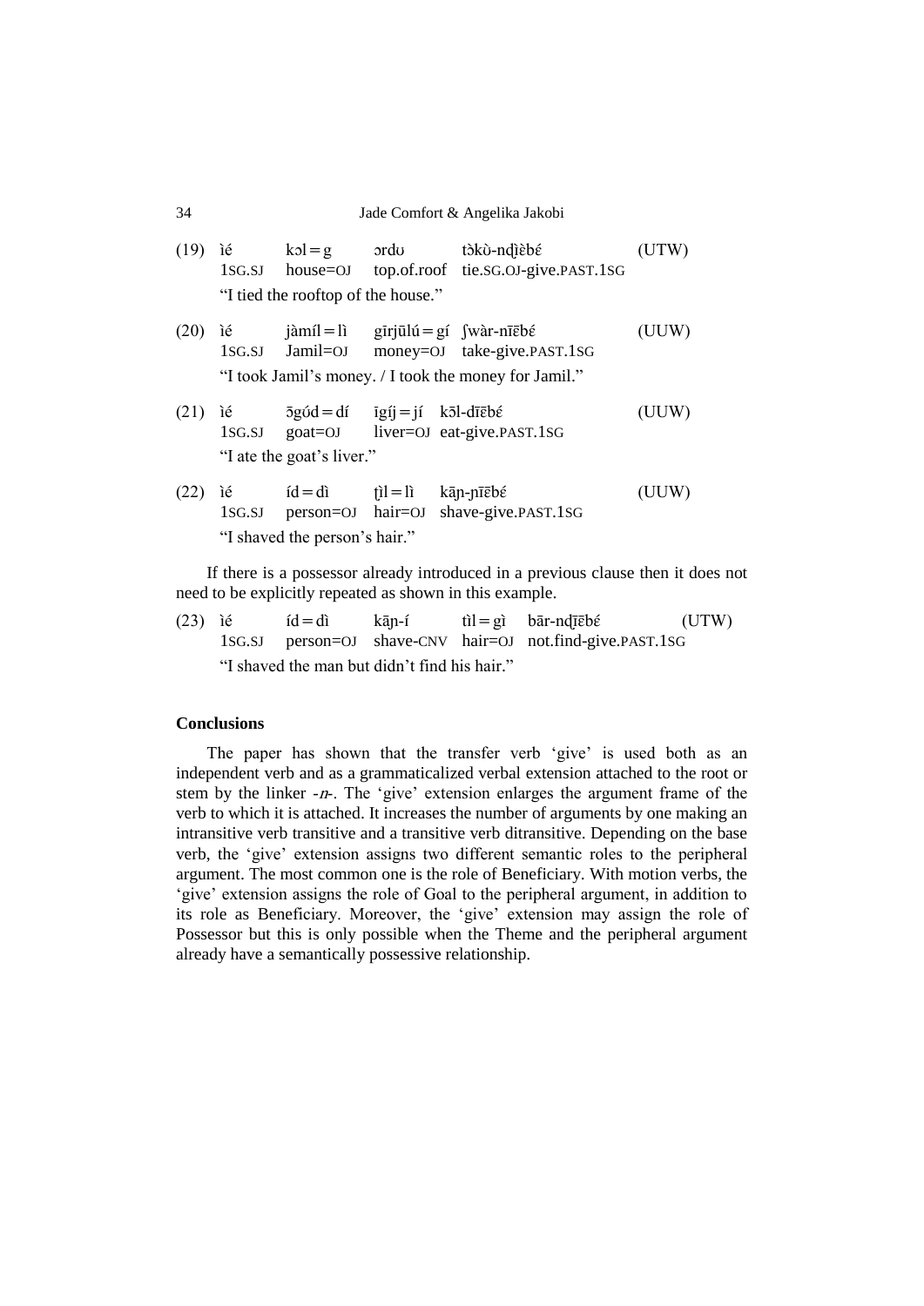(19) ìé kɔl = g ɔrdʊ tɔ̀kʊ̀-nɖìèbɛ́ (UTW)
1SG.SJ house=OJ top.of.roof tie.SG.OJ-give.PAST.1SG
"I tied the rooftop of the house."

(20) ìé jàmíl = lì gīrjūlú = gí ʃwàr-nīēbɛ́ (UUW)
1SG.SJ Jamil=OJ money=OJ take-give.PAST.1SG
"I took Jamil's money. / I took the money for Jamil."

(21) ìé ɔ̄gód = dí īgíj = jí kɔ̄l-dīēbɛ́ (UUW)
1SG.SJ goat=OJ liver=OJ eat-give.PAST.1SG
"I ate the goat's liver."

(22) ìé íd = dì t̪ìl = lì kāɲ-ɲīēbɛ́ (UUW)
1SG.SJ person=OJ hair=OJ shave-give.PAST.1SG
"I shaved the person's hair."

If there is a possessor already introduced in a previous clause then it does not need to be explicitly repeated as shown in this example.

(23) ìé íd = dì kāɲ-í tìl = gì bār-nɖīēbɛ́ (UTW)
1SG.SJ person=OJ shave-CNV hair=OJ not.find-give.PAST.1SG
"I shaved the man but didn't find his hair."

## Conclusions

The paper has shown that the transfer verb 'give' is used both as an independent verb and as a grammaticalized verbal extension attached to the root or stem by the linker *-n-*. The 'give' extension enlarges the argument frame of the verb to which it is attached. It increases the number of arguments by one making an intransitive verb transitive and a transitive verb ditransitive. Depending on the base verb, the 'give' extension assigns two different semantic roles to the peripheral argument. The most common one is the role of Beneficiary. With motion verbs, the 'give' extension assigns the role of Goal to the peripheral argument, in addition to its role as Beneficiary. Moreover, the 'give' extension may assign the role of Possessor but this is only possible when the Theme and the peripheral argument already have a semantically possessive relationship.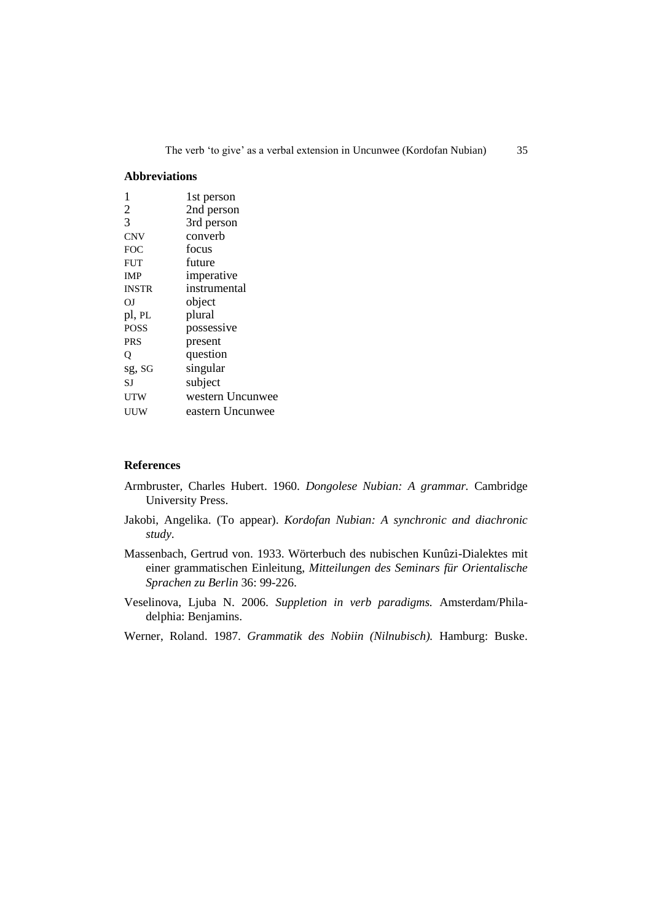## Abbreviations

| | |
|---|---|
| 1 | 1st person |
| 2 | 2nd person |
| 3 | 3rd person |
| CNV | converb |
| FOC | focus |
| FUT | future |
| IMP | imperative |
| INSTR | instrumental |
| OJ | object |
| pl, PL | plural |
| POSS | possessive |
| PRS | present |
| Q | question |
| sg, SG | singular |
| SJ | subject |
| UTW | western Uncunwee |
| UUW | eastern Uncunwee |

## References

Armbruster, Charles Hubert. 1960. *Dongolese Nubian: A grammar.* Cambridge University Press.

Jakobi, Angelika. (To appear). *Kordofan Nubian: A synchronic and diachronic study*.

Massenbach, Gertrud von. 1933. Wörterbuch des nubischen Kunûzi-Dialektes mit einer grammatischen Einleitung, *Mitteilungen des Seminars für Orientalische Sprachen zu Berlin* 36: 99-226.

Veselinova, Ljuba N. 2006. *Suppletion in verb paradigms.* Amsterdam/Philadelphia: Benjamins.

Werner, Roland. 1987. *Grammatik des Nobiin (Nilnubisch).* Hamburg: Buske.